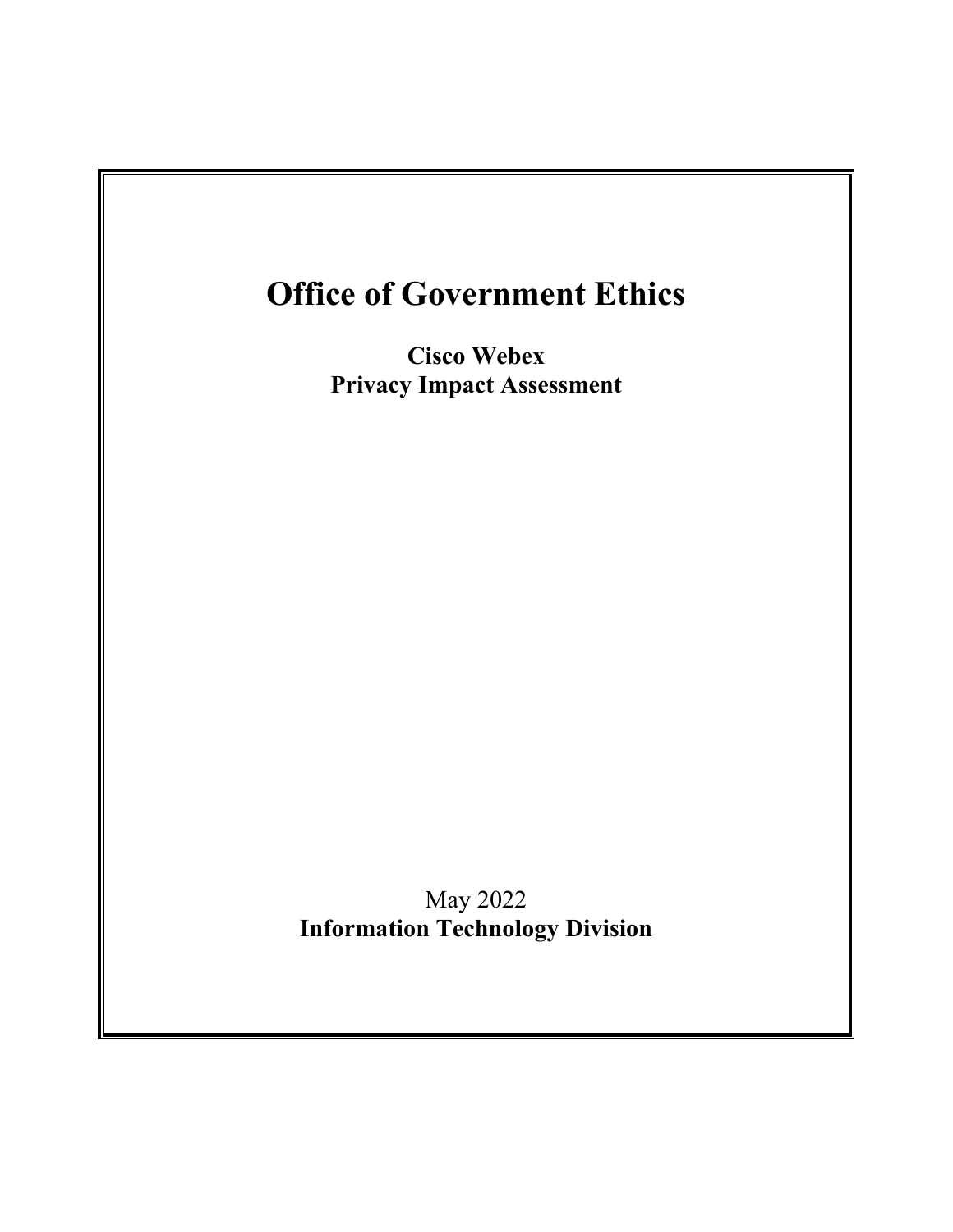# Office of Government Ethics

**Cisco Webex**
**Privacy Impact Assessment**

May 2022
**Information Technology Division**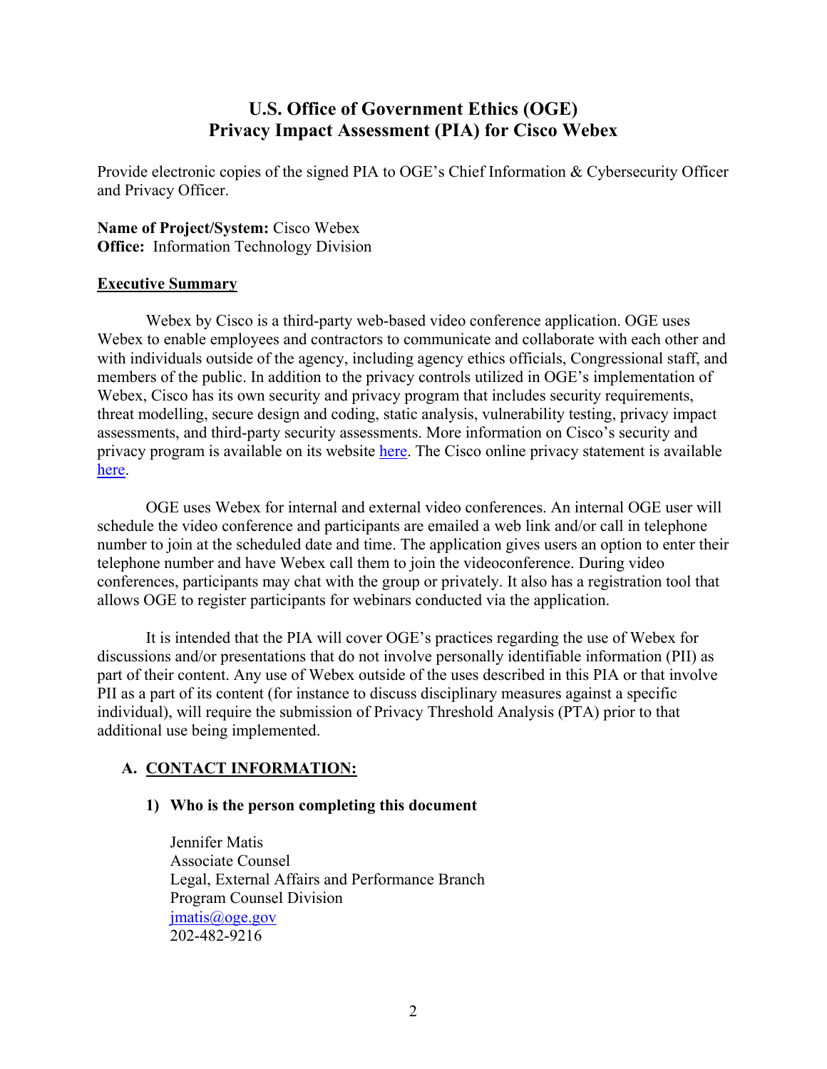# U.S. Office of Government Ethics (OGE)
# Privacy Impact Assessment (PIA) for Cisco Webex

Provide electronic copies of the signed PIA to OGE's Chief Information & Cybersecurity Officer and Privacy Officer.

**Name of Project/System:** Cisco Webex
**Office:** Information Technology Division

## Executive Summary

Webex by Cisco is a third-party web-based video conference application. OGE uses Webex to enable employees and contractors to communicate and collaborate with each other and with individuals outside of the agency, including agency ethics officials, Congressional staff, and members of the public. In addition to the privacy controls utilized in OGE's implementation of Webex, Cisco has its own security and privacy program that includes security requirements, threat modelling, secure design and coding, static analysis, vulnerability testing, privacy impact assessments, and third-party security assessments. More information on Cisco's security and privacy program is available on its website here. The Cisco online privacy statement is available here.

OGE uses Webex for internal and external video conferences. An internal OGE user will schedule the video conference and participants are emailed a web link and/or call in telephone number to join at the scheduled date and time. The application gives users an option to enter their telephone number and have Webex call them to join the videoconference. During video conferences, participants may chat with the group or privately. It also has a registration tool that allows OGE to register participants for webinars conducted via the application.

It is intended that the PIA will cover OGE's practices regarding the use of Webex for discussions and/or presentations that do not involve personally identifiable information (PII) as part of their content. Any use of Webex outside of the uses described in this PIA or that involve PII as a part of its content (for instance to discuss disciplinary measures against a specific individual), will require the submission of Privacy Threshold Analysis (PTA) prior to that additional use being implemented.

## A. CONTACT INFORMATION:

### 1) Who is the person completing this document

Jennifer Matis
Associate Counsel
Legal, External Affairs and Performance Branch
Program Counsel Division
jmatis@oge.gov
202-482-9216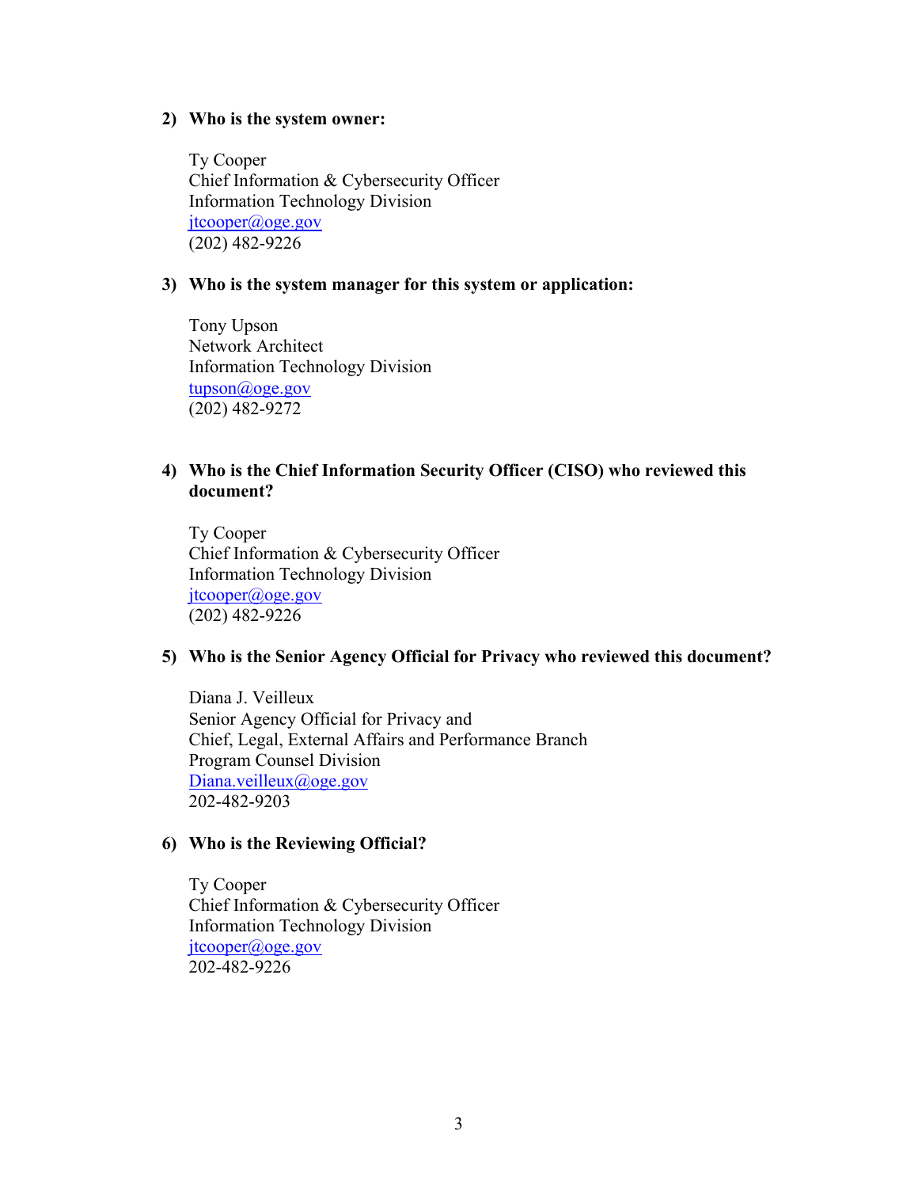2) **Who is the system owner:**

   Ty Cooper
   Chief Information & Cybersecurity Officer
   Information Technology Division
   jtcooper@oge.gov
   (202) 482-9226

3) **Who is the system manager for this system or application:**

   Tony Upson
   Network Architect
   Information Technology Division
   tupson@oge.gov
   (202) 482-9272

4) **Who is the Chief Information Security Officer (CISO) who reviewed this document?**

   Ty Cooper
   Chief Information & Cybersecurity Officer
   Information Technology Division
   jtcooper@oge.gov
   (202) 482-9226

5) **Who is the Senior Agency Official for Privacy who reviewed this document?**

   Diana J. Veilleux
   Senior Agency Official for Privacy and
   Chief, Legal, External Affairs and Performance Branch
   Program Counsel Division
   Diana.veilleux@oge.gov
   202-482-9203

6) **Who is the Reviewing Official?**

   Ty Cooper
   Chief Information & Cybersecurity Officer
   Information Technology Division
   jtcooper@oge.gov
   202-482-9226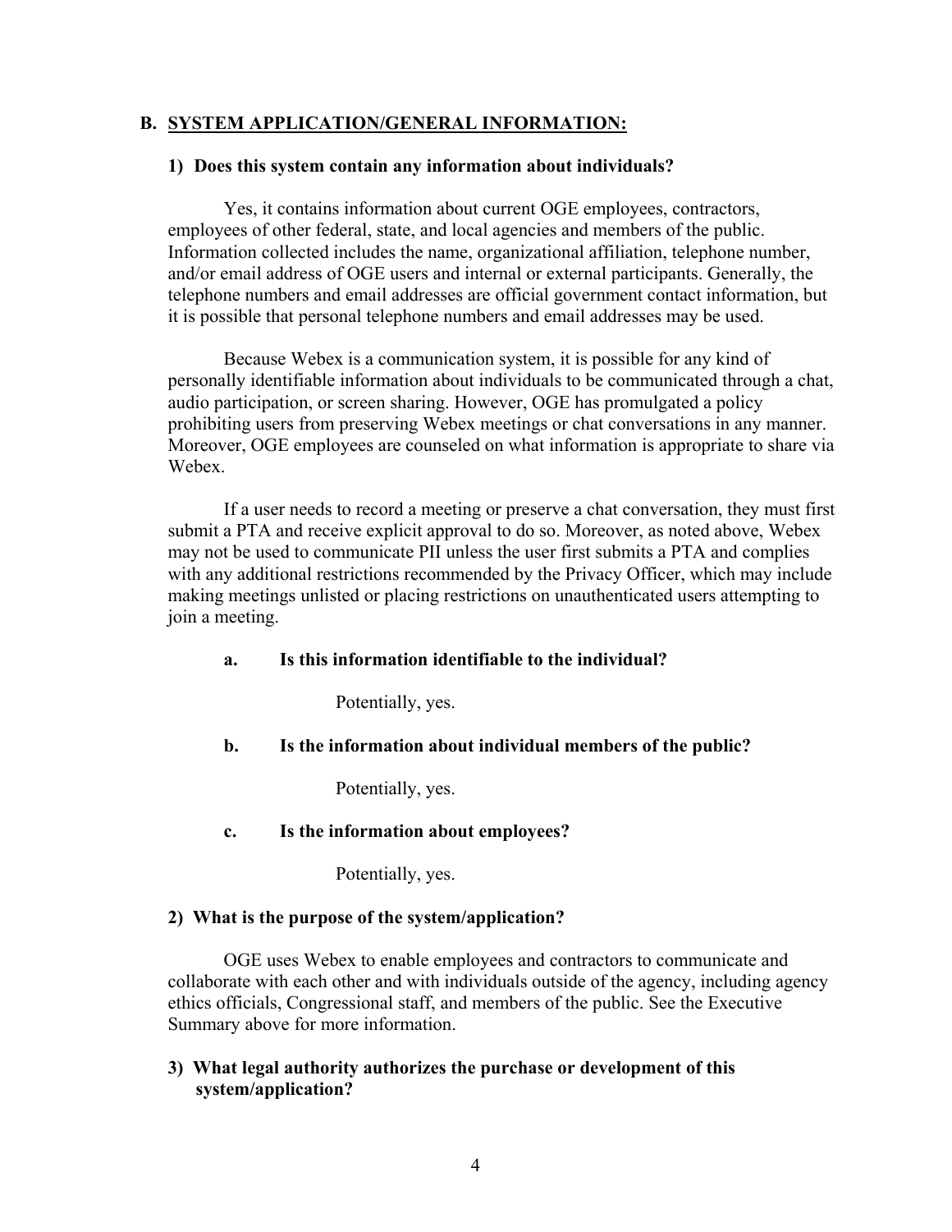## B. <u>SYSTEM APPLICATION/GENERAL INFORMATION:</u>

### 1) Does this system contain any information about individuals?

Yes, it contains information about current OGE employees, contractors, employees of other federal, state, and local agencies and members of the public. Information collected includes the name, organizational affiliation, telephone number, and/or email address of OGE users and internal or external participants. Generally, the telephone numbers and email addresses are official government contact information, but it is possible that personal telephone numbers and email addresses may be used.

Because Webex is a communication system, it is possible for any kind of personally identifiable information about individuals to be communicated through a chat, audio participation, or screen sharing. However, OGE has promulgated a policy prohibiting users from preserving Webex meetings or chat conversations in any manner. Moreover, OGE employees are counseled on what information is appropriate to share via Webex.

If a user needs to record a meeting or preserve a chat conversation, they must first submit a PTA and receive explicit approval to do so. Moreover, as noted above, Webex may not be used to communicate PII unless the user first submits a PTA and complies with any additional restrictions recommended by the Privacy Officer, which may include making meetings unlisted or placing restrictions on unauthenticated users attempting to join a meeting.

**a. Is this information identifiable to the individual?**

Potentially, yes.

**b. Is the information about individual members of the public?**

Potentially, yes.

**c. Is the information about employees?**

Potentially, yes.

### 2) What is the purpose of the system/application?

OGE uses Webex to enable employees and contractors to communicate and collaborate with each other and with individuals outside of the agency, including agency ethics officials, Congressional staff, and members of the public. See the Executive Summary above for more information.

### 3) What legal authority authorizes the purchase or development of this system/application?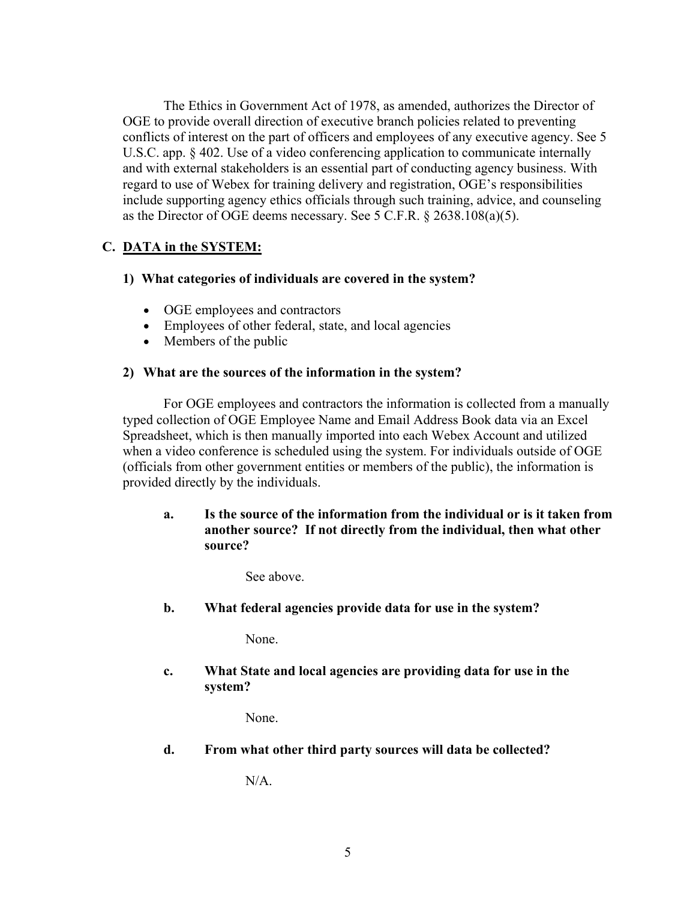The Ethics in Government Act of 1978, as amended, authorizes the Director of OGE to provide overall direction of executive branch policies related to preventing conflicts of interest on the part of officers and employees of any executive agency. See 5 U.S.C. app. § 402. Use of a video conferencing application to communicate internally and with external stakeholders is an essential part of conducting agency business. With regard to use of Webex for training delivery and registration, OGE's responsibilities include supporting agency ethics officials through such training, advice, and counseling as the Director of OGE deems necessary. See 5 C.F.R. § 2638.108(a)(5).

## C. DATA in the SYSTEM:

### 1) What categories of individuals are covered in the system?

- OGE employees and contractors
- Employees of other federal, state, and local agencies
- Members of the public

### 2) What are the sources of the information in the system?

For OGE employees and contractors the information is collected from a manually typed collection of OGE Employee Name and Email Address Book data via an Excel Spreadsheet, which is then manually imported into each Webex Account and utilized when a video conference is scheduled using the system. For individuals outside of OGE (officials from other government entities or members of the public), the information is provided directly by the individuals.

**a. Is the source of the information from the individual or is it taken from another source? If not directly from the individual, then what other source?**

See above.

**b. What federal agencies provide data for use in the system?**

None.

**c. What State and local agencies are providing data for use in the system?**

None.

**d. From what other third party sources will data be collected?**

N/A.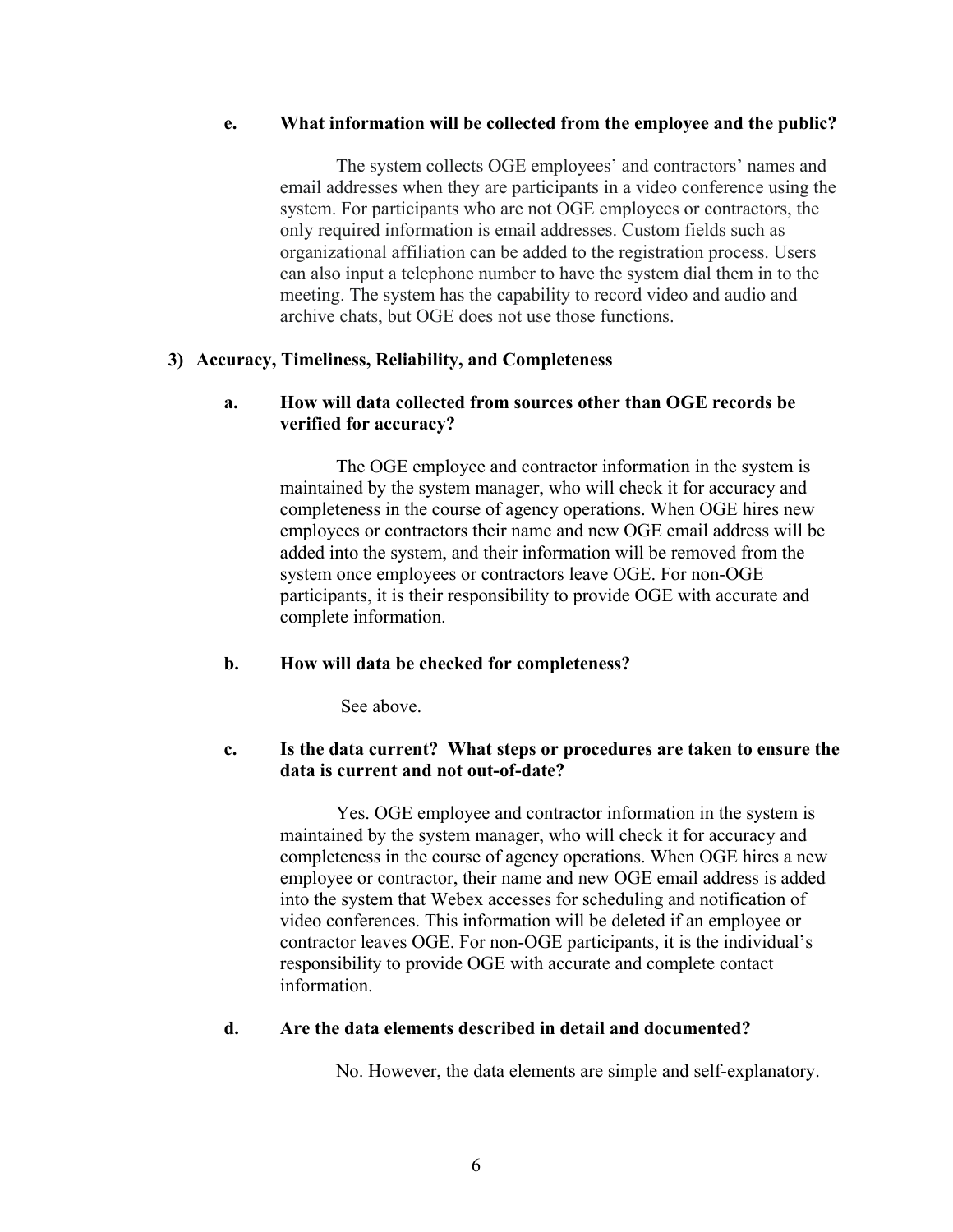**e. What information will be collected from the employee and the public?**

The system collects OGE employees' and contractors' names and email addresses when they are participants in a video conference using the system. For participants who are not OGE employees or contractors, the only required information is email addresses. Custom fields such as organizational affiliation can be added to the registration process. Users can also input a telephone number to have the system dial them in to the meeting. The system has the capability to record video and audio and archive chats, but OGE does not use those functions.

## 3) Accuracy, Timeliness, Reliability, and Completeness

**a. How will data collected from sources other than OGE records be verified for accuracy?**

The OGE employee and contractor information in the system is maintained by the system manager, who will check it for accuracy and completeness in the course of agency operations. When OGE hires new employees or contractors their name and new OGE email address will be added into the system, and their information will be removed from the system once employees or contractors leave OGE. For non-OGE participants, it is their responsibility to provide OGE with accurate and complete information.

**b. How will data be checked for completeness?**

See above.

**c. Is the data current? What steps or procedures are taken to ensure the data is current and not out-of-date?**

Yes. OGE employee and contractor information in the system is maintained by the system manager, who will check it for accuracy and completeness in the course of agency operations. When OGE hires a new employee or contractor, their name and new OGE email address is added into the system that Webex accesses for scheduling and notification of video conferences. This information will be deleted if an employee or contractor leaves OGE. For non-OGE participants, it is the individual's responsibility to provide OGE with accurate and complete contact information.

**d. Are the data elements described in detail and documented?**

No. However, the data elements are simple and self-explanatory.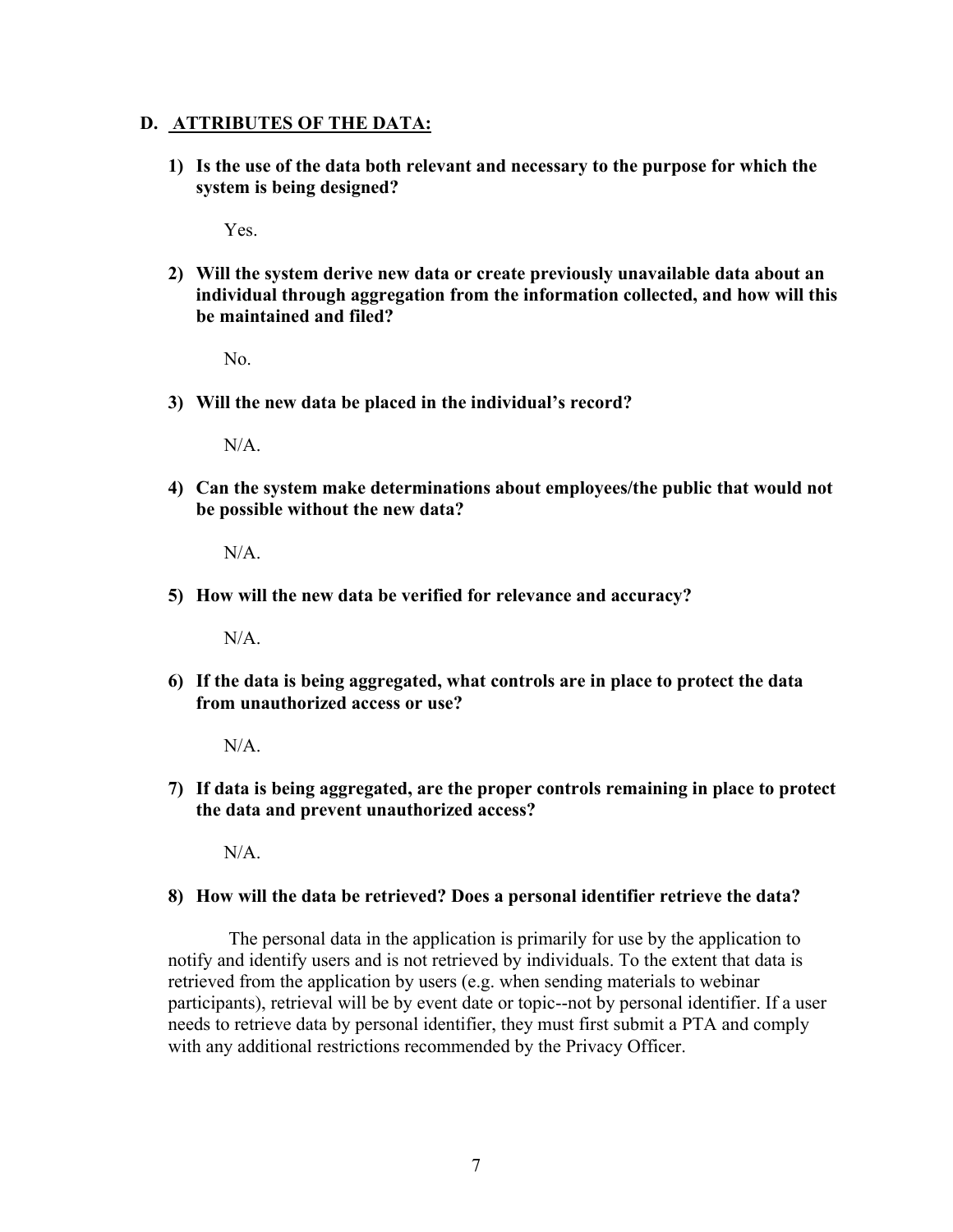## D. ATTRIBUTES OF THE DATA:

1) **Is the use of the data both relevant and necessary to the purpose for which the system is being designed?**

   Yes.

2) **Will the system derive new data or create previously unavailable data about an individual through aggregation from the information collected, and how will this be maintained and filed?**

   No.

3) **Will the new data be placed in the individual's record?**

   N/A.

4) **Can the system make determinations about employees/the public that would not be possible without the new data?**

   N/A.

5) **How will the new data be verified for relevance and accuracy?**

   N/A.

6) **If the data is being aggregated, what controls are in place to protect the data from unauthorized access or use?**

   N/A.

7) **If data is being aggregated, are the proper controls remaining in place to protect the data and prevent unauthorized access?**

   N/A.

8) **How will the data be retrieved? Does a personal identifier retrieve the data?**

The personal data in the application is primarily for use by the application to notify and identify users and is not retrieved by individuals. To the extent that data is retrieved from the application by users (e.g. when sending materials to webinar participants), retrieval will be by event date or topic--not by personal identifier. If a user needs to retrieve data by personal identifier, they must first submit a PTA and comply with any additional restrictions recommended by the Privacy Officer.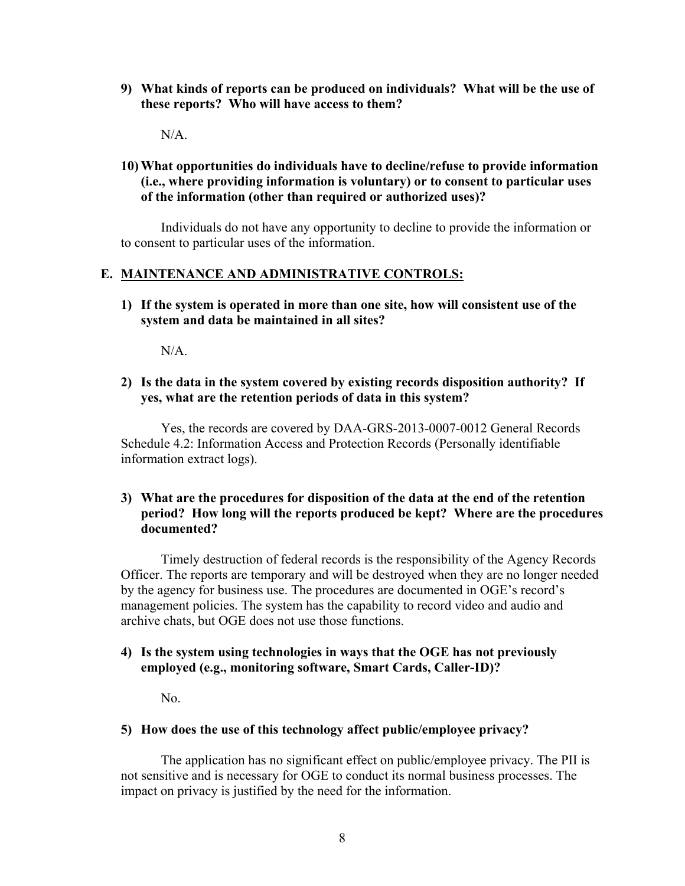**9) What kinds of reports can be produced on individuals? What will be the use of these reports? Who will have access to them?**

N/A.

**10) What opportunities do individuals have to decline/refuse to provide information (i.e., where providing information is voluntary) or to consent to particular uses of the information (other than required or authorized uses)?**

Individuals do not have any opportunity to decline to provide the information or to consent to particular uses of the information.

## E. MAINTENANCE AND ADMINISTRATIVE CONTROLS:

**1) If the system is operated in more than one site, how will consistent use of the system and data be maintained in all sites?**

N/A.

**2) Is the data in the system covered by existing records disposition authority? If yes, what are the retention periods of data in this system?**

Yes, the records are covered by DAA-GRS-2013-0007-0012 General Records Schedule 4.2: Information Access and Protection Records (Personally identifiable information extract logs).

**3) What are the procedures for disposition of the data at the end of the retention period? How long will the reports produced be kept? Where are the procedures documented?**

Timely destruction of federal records is the responsibility of the Agency Records Officer. The reports are temporary and will be destroyed when they are no longer needed by the agency for business use. The procedures are documented in OGE's record's management policies. The system has the capability to record video and audio and archive chats, but OGE does not use those functions.

**4) Is the system using technologies in ways that the OGE has not previously employed (e.g., monitoring software, Smart Cards, Caller-ID)?**

No.

**5) How does the use of this technology affect public/employee privacy?**

The application has no significant effect on public/employee privacy. The PII is not sensitive and is necessary for OGE to conduct its normal business processes. The impact on privacy is justified by the need for the information.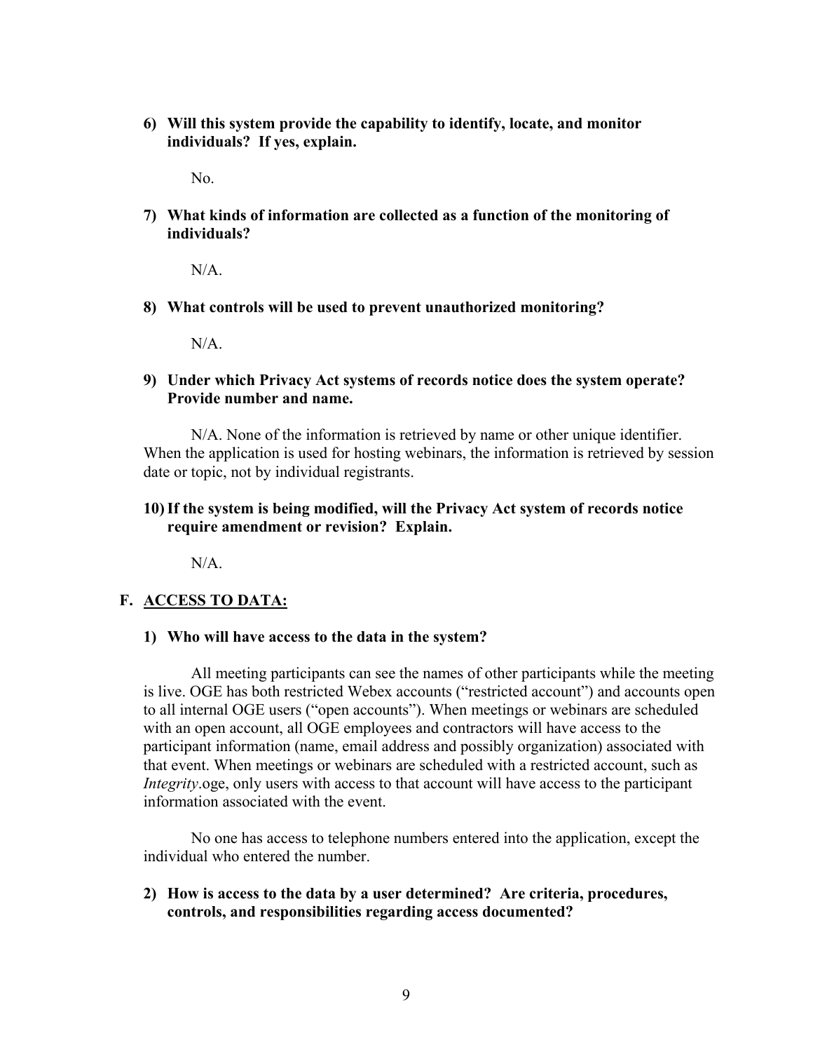**6) Will this system provide the capability to identify, locate, and monitor individuals? If yes, explain.**

No.

**7) What kinds of information are collected as a function of the monitoring of individuals?**

N/A.

**8) What controls will be used to prevent unauthorized monitoring?**

N/A.

**9) Under which Privacy Act systems of records notice does the system operate? Provide number and name.**

N/A. None of the information is retrieved by name or other unique identifier. When the application is used for hosting webinars, the information is retrieved by session date or topic, not by individual registrants.

**10) If the system is being modified, will the Privacy Act system of records notice require amendment or revision? Explain.**

N/A.

## F. ACCESS TO DATA:

**1) Who will have access to the data in the system?**

All meeting participants can see the names of other participants while the meeting is live. OGE has both restricted Webex accounts ("restricted account") and accounts open to all internal OGE users ("open accounts"). When meetings or webinars are scheduled with an open account, all OGE employees and contractors will have access to the participant information (name, email address and possibly organization) associated with that event. When meetings or webinars are scheduled with a restricted account, such as *Integrity*.oge, only users with access to that account will have access to the participant information associated with the event.

No one has access to telephone numbers entered into the application, except the individual who entered the number.

**2) How is access to the data by a user determined? Are criteria, procedures, controls, and responsibilities regarding access documented?**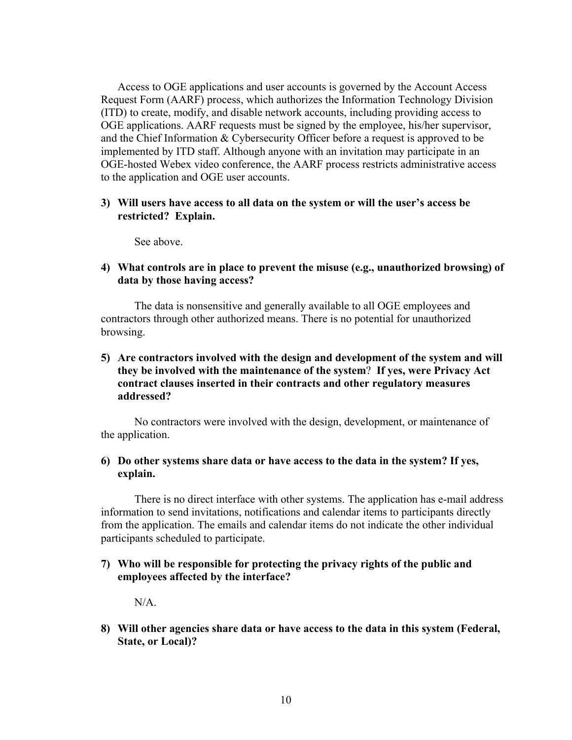Access to OGE applications and user accounts is governed by the Account Access Request Form (AARF) process, which authorizes the Information Technology Division (ITD) to create, modify, and disable network accounts, including providing access to OGE applications. AARF requests must be signed by the employee, his/her supervisor, and the Chief Information & Cybersecurity Officer before a request is approved to be implemented by ITD staff. Although anyone with an invitation may participate in an OGE-hosted Webex video conference, the AARF process restricts administrative access to the application and OGE user accounts.

**3) Will users have access to all data on the system or will the user's access be restricted? Explain.**

See above.

**4) What controls are in place to prevent the misuse (e.g., unauthorized browsing) of data by those having access?**

The data is nonsensitive and generally available to all OGE employees and contractors through other authorized means. There is no potential for unauthorized browsing.

**5) Are contractors involved with the design and development of the system and will they be involved with the maintenance of the system? If yes, were Privacy Act contract clauses inserted in their contracts and other regulatory measures addressed?**

No contractors were involved with the design, development, or maintenance of the application.

**6) Do other systems share data or have access to the data in the system? If yes, explain.**

There is no direct interface with other systems. The application has e-mail address information to send invitations, notifications and calendar items to participants directly from the application. The emails and calendar items do not indicate the other individual participants scheduled to participate.

**7) Who will be responsible for protecting the privacy rights of the public and employees affected by the interface?**

N/A.

**8) Will other agencies share data or have access to the data in this system (Federal, State, or Local)?**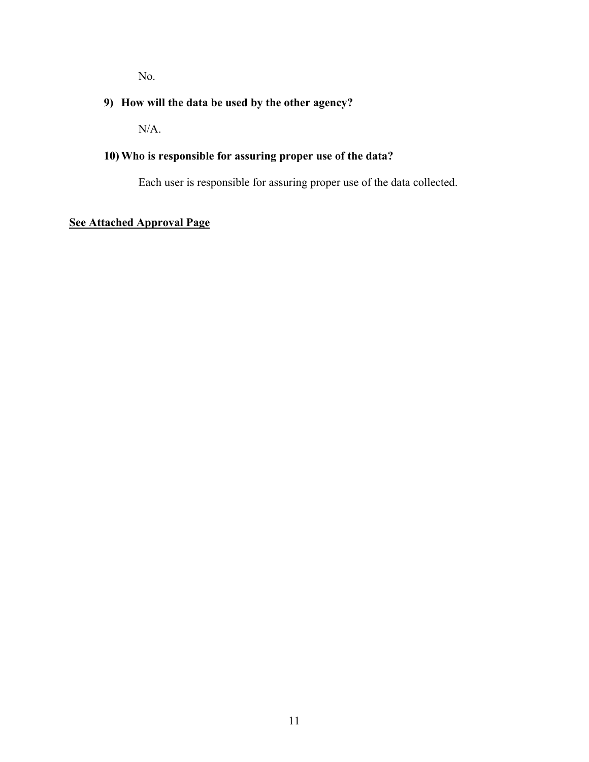No.

**9) How will the data be used by the other agency?**

N/A.

**10) Who is responsible for assuring proper use of the data?**

Each user is responsible for assuring proper use of the data collected.

**See Attached Approval Page**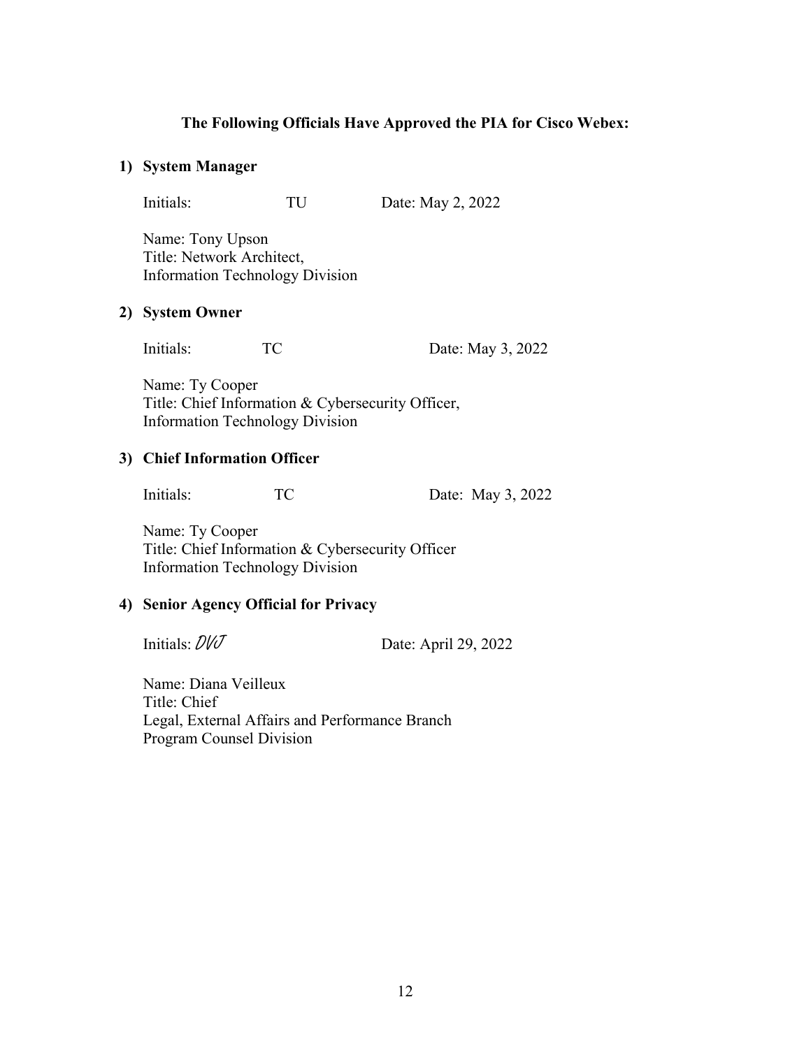**The Following Officials Have Approved the PIA for Cisco Webex:**

1) **System Manager**

   Initials: TU Date: May 2, 2022

   Name: Tony Upson
   Title: Network Architect,
   Information Technology Division

2) **System Owner**

   Initials: TC Date: May 3, 2022

   Name: Ty Cooper
   Title: Chief Information & Cybersecurity Officer,
   Information Technology Division

3) **Chief Information Officer**

   Initials: TC Date: May 3, 2022

   Name: Ty Cooper
   Title: Chief Information & Cybersecurity Officer
   Information Technology Division

4) **Senior Agency Official for Privacy**

   Initials: *DVJ* Date: April 29, 2022

   Name: Diana Veilleux
   Title: Chief
   Legal, External Affairs and Performance Branch
   Program Counsel Division